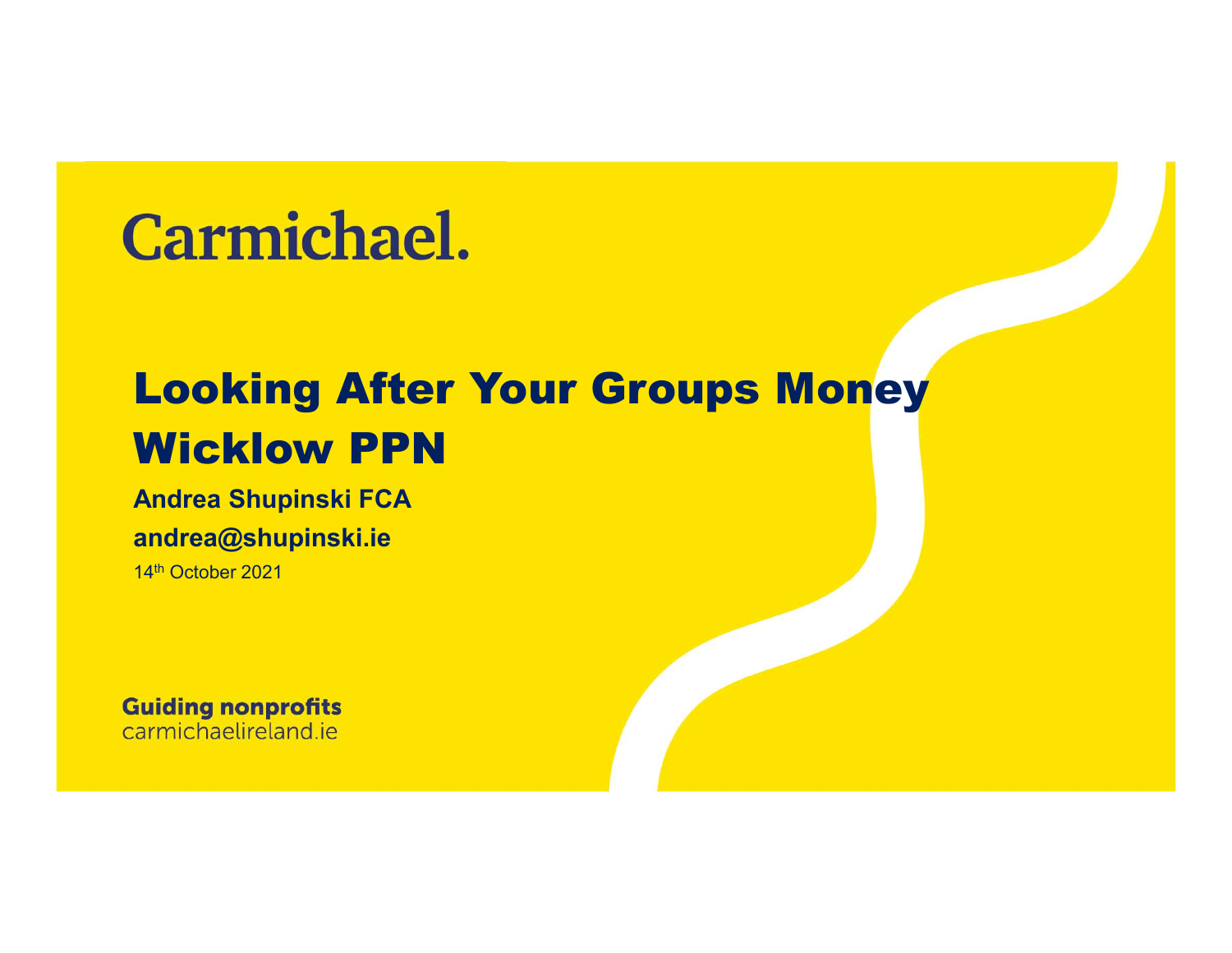Carmichael.

# Looking After Your Groups Money Wicklow PPN

**Andrea Shupinski FCA**

**andrea@shupinski.ie**

14th October 2021

**Guiding nonprofits**
carmichaelireland.ie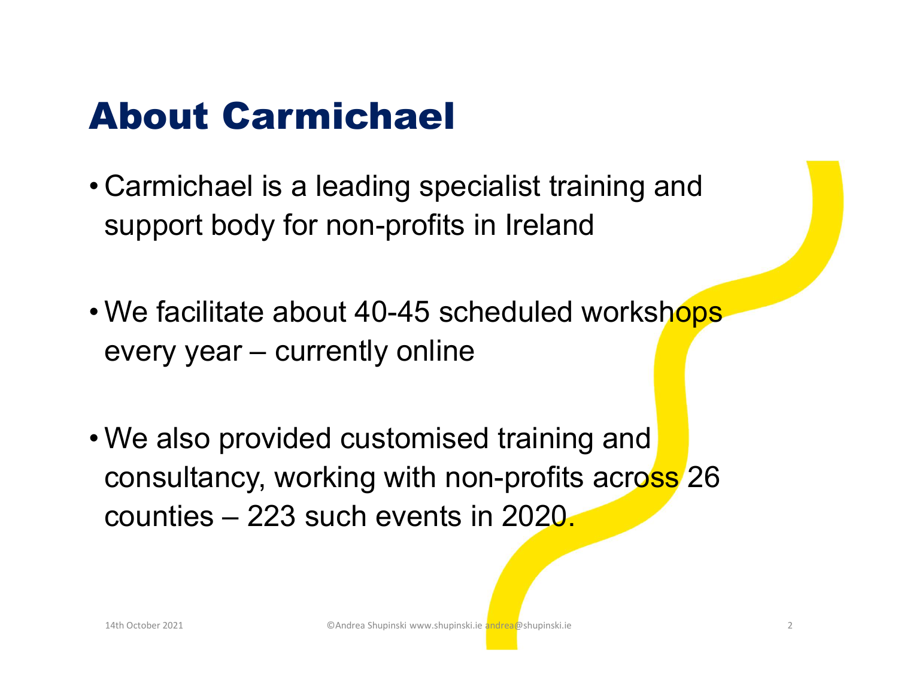# About Carmichael

- Carmichael is a leading specialist training and support body for non-profits in Ireland
- We facilitate about 40-45 scheduled workshops every year – currently online
- We also provided customised training and consultancy, working with non-profits across 26 counties – 223 such events in 2020.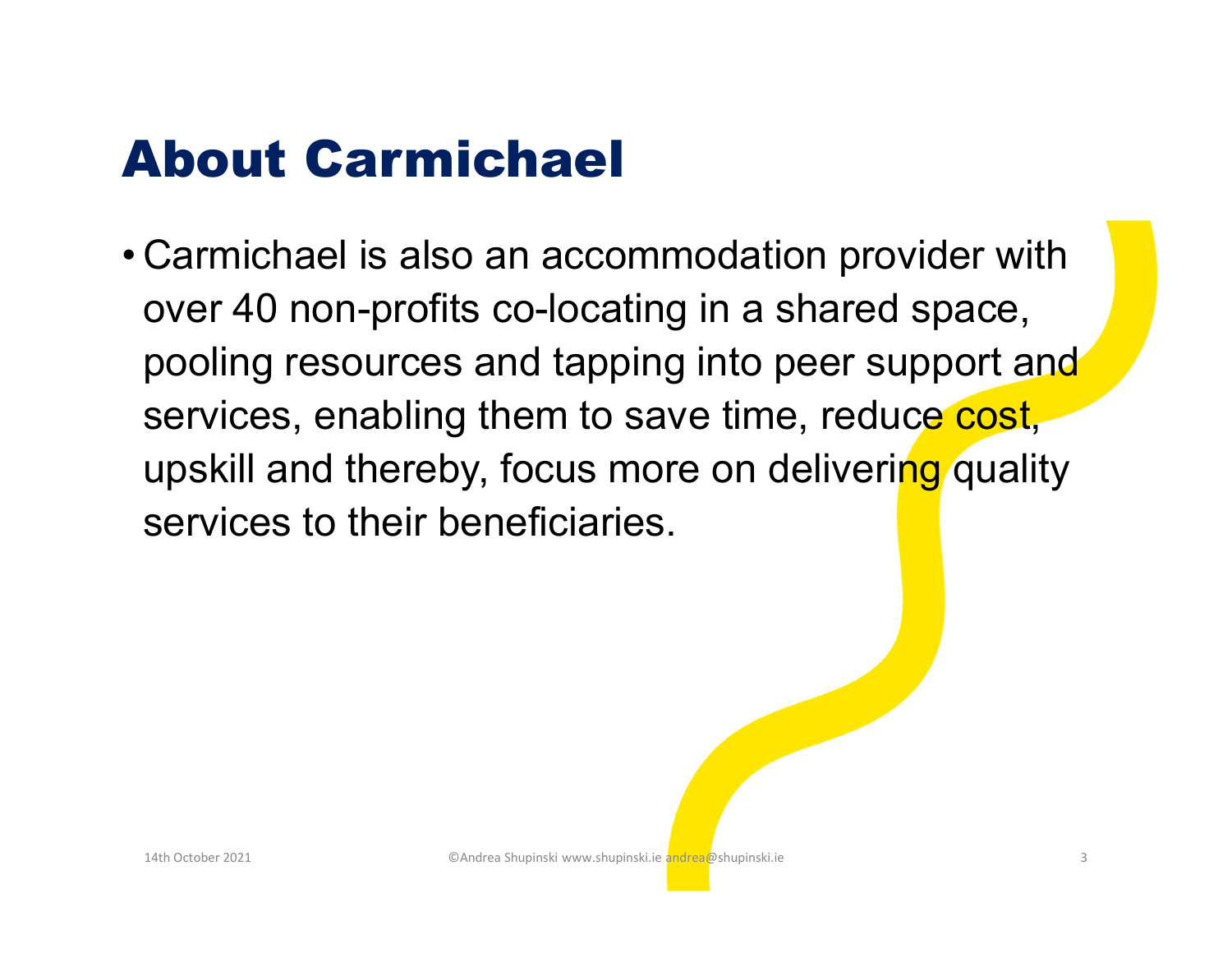# About Carmichael

- Carmichael is also an accommodation provider with over 40 non-profits co-locating in a shared space, pooling resources and tapping into peer support and services, enabling them to save time, reduce cost, upskill and thereby, focus more on delivering quality services to their beneficiaries.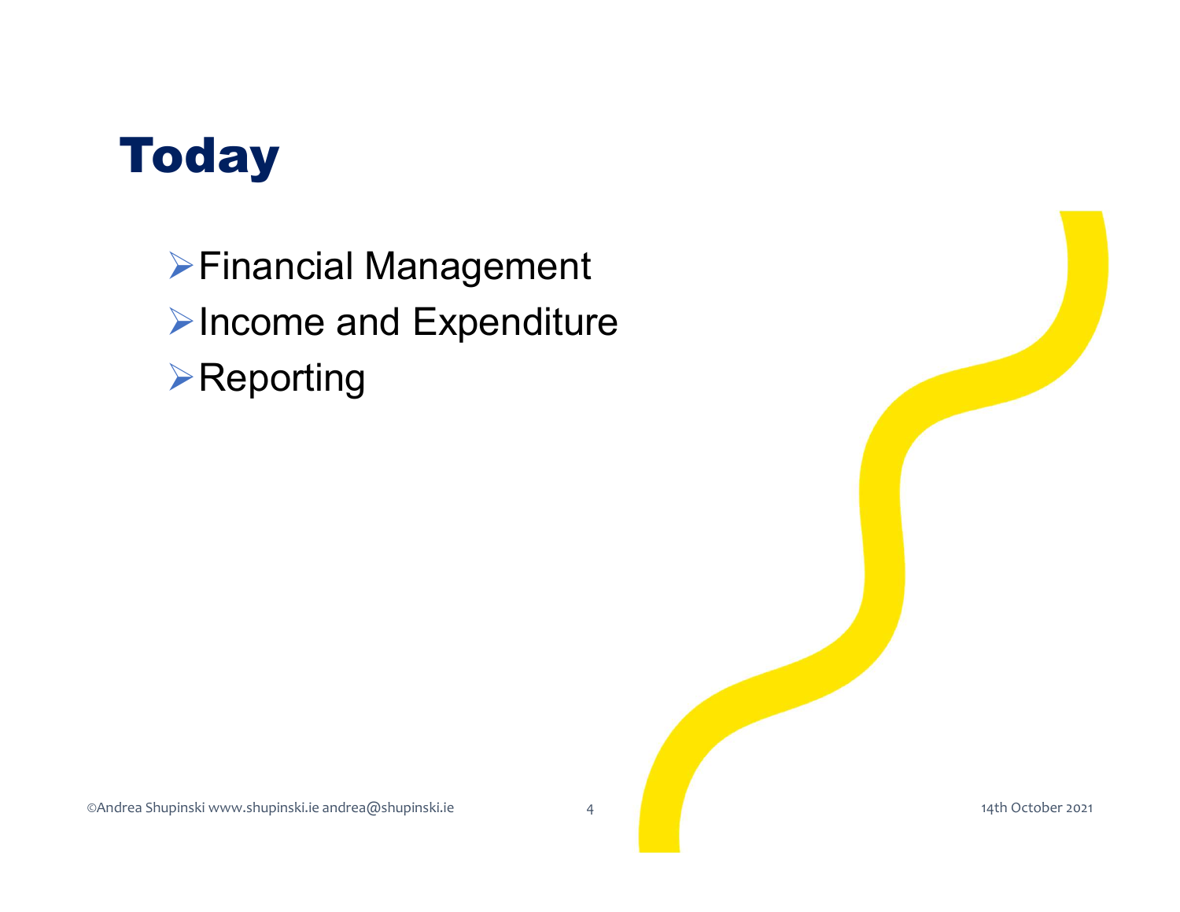# Today

- Financial Management
- Income and Expenditure
- Reporting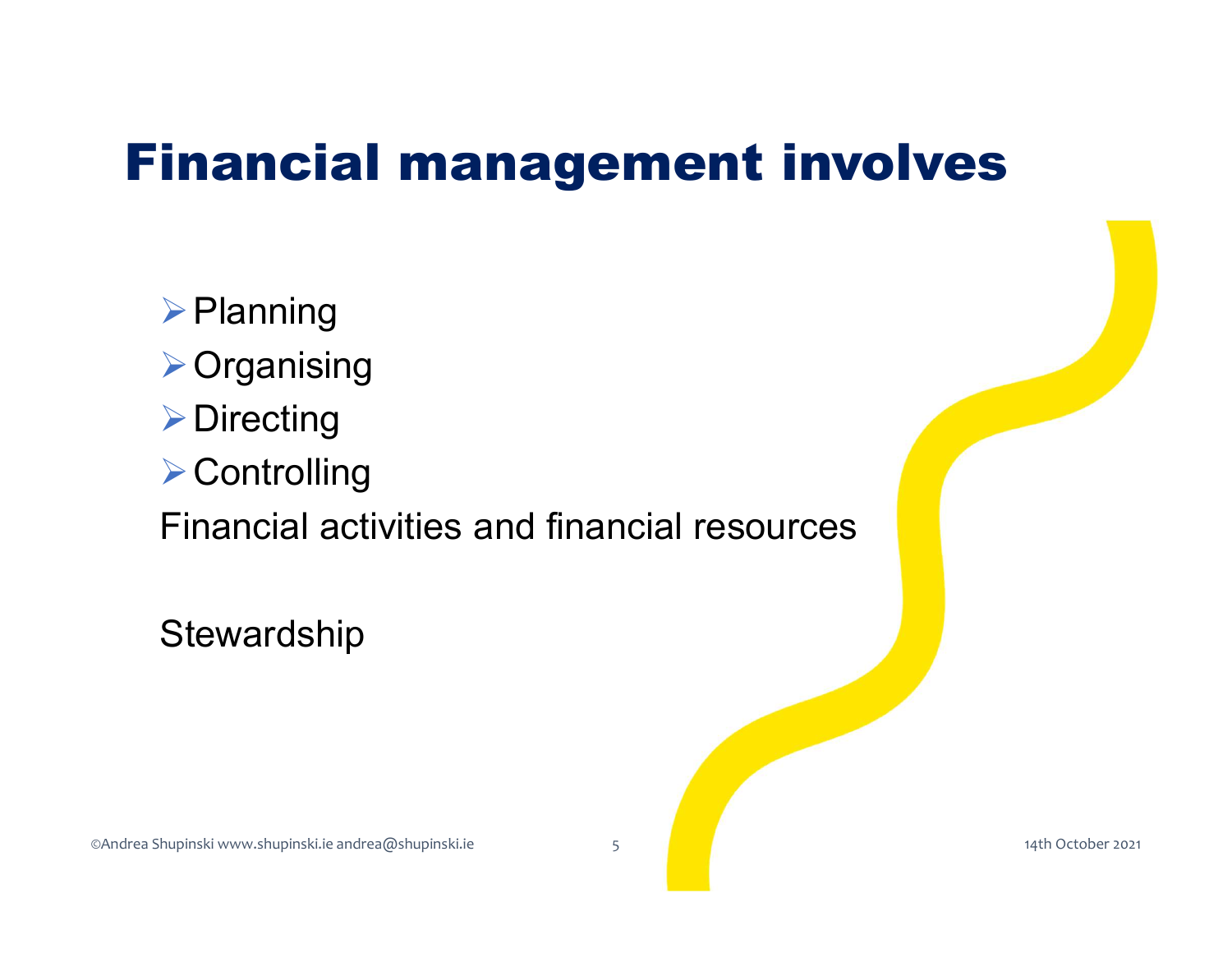# Financial management involves

- Planning
- Organising
- Directing
- Controlling

Financial activities and financial resources

Stewardship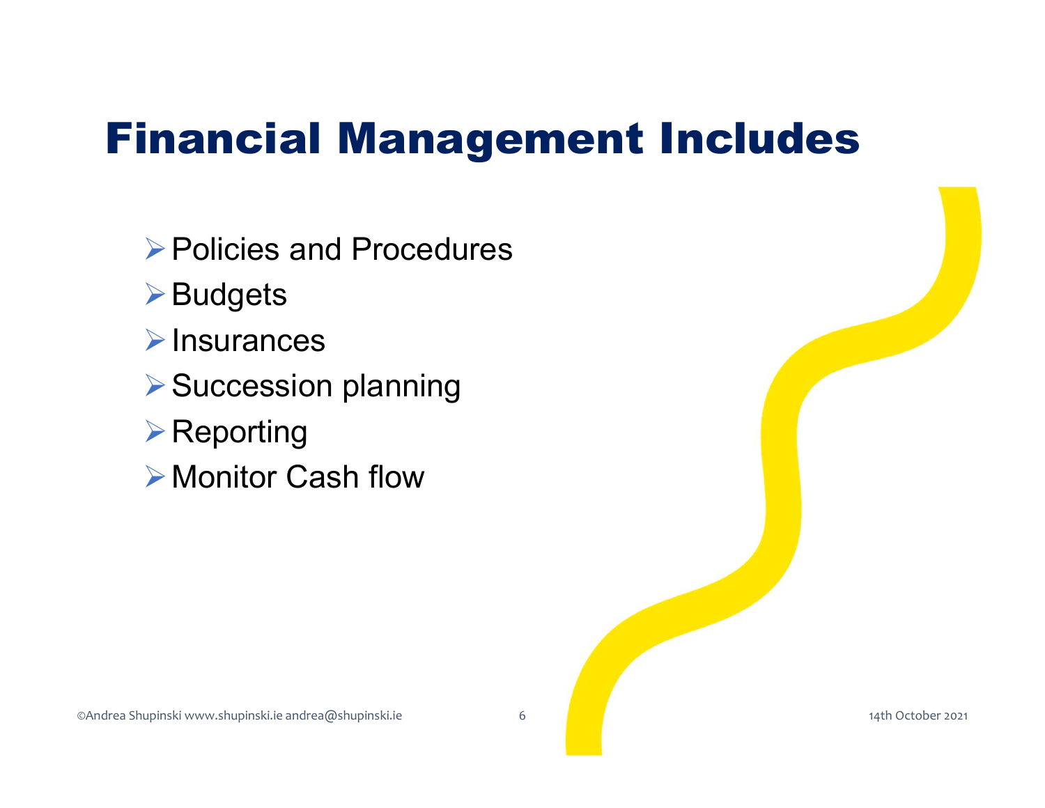# Financial Management Includes

- Policies and Procedures
- Budgets
- Insurances
- Succession planning
- Reporting
- Monitor Cash flow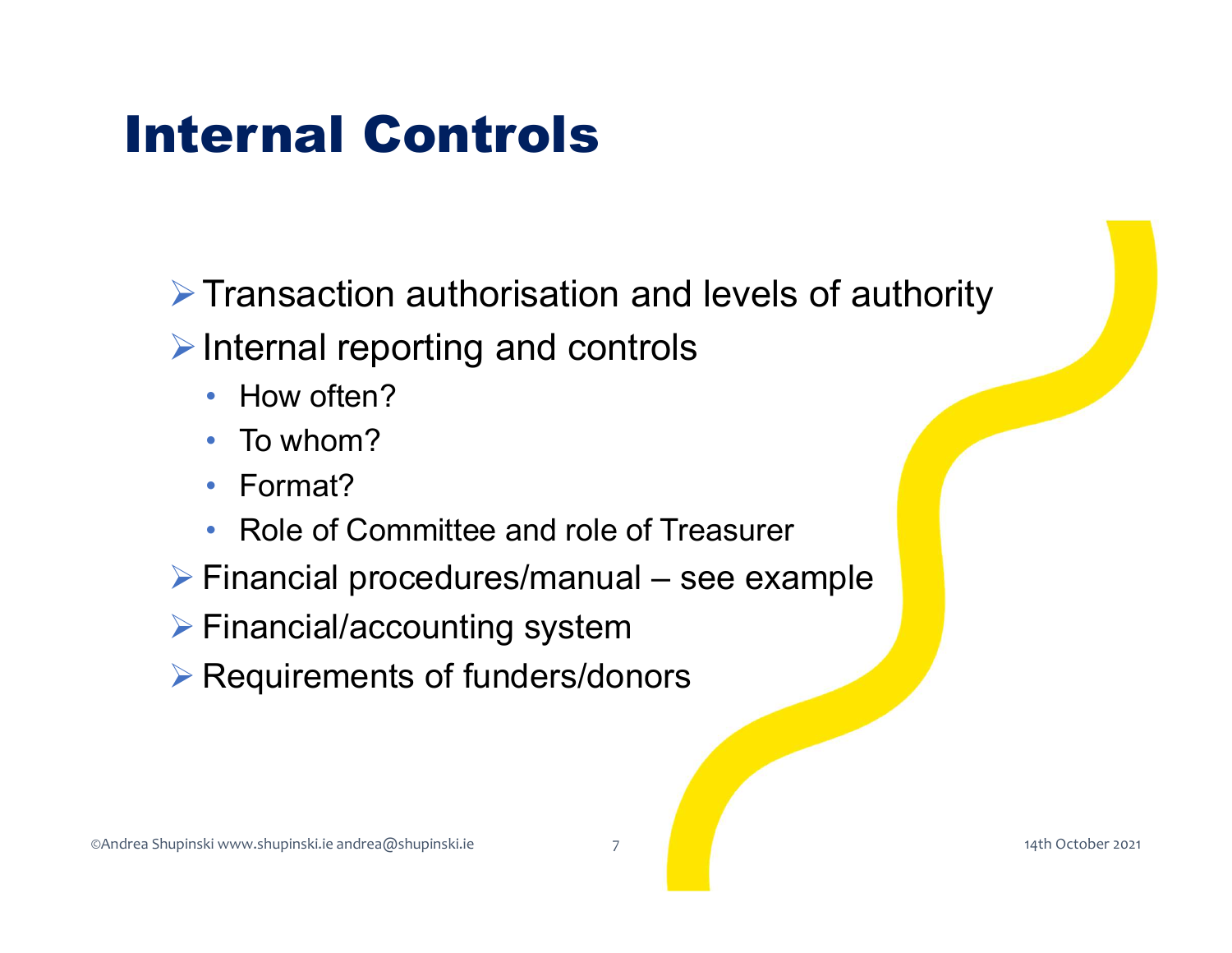# Internal Controls

- Transaction authorisation and levels of authority
- Internal reporting and controls
  - How often?
  - To whom?
  - Format?
  - Role of Committee and role of Treasurer
- Financial procedures/manual – see example
- Financial/accounting system
- Requirements of funders/donors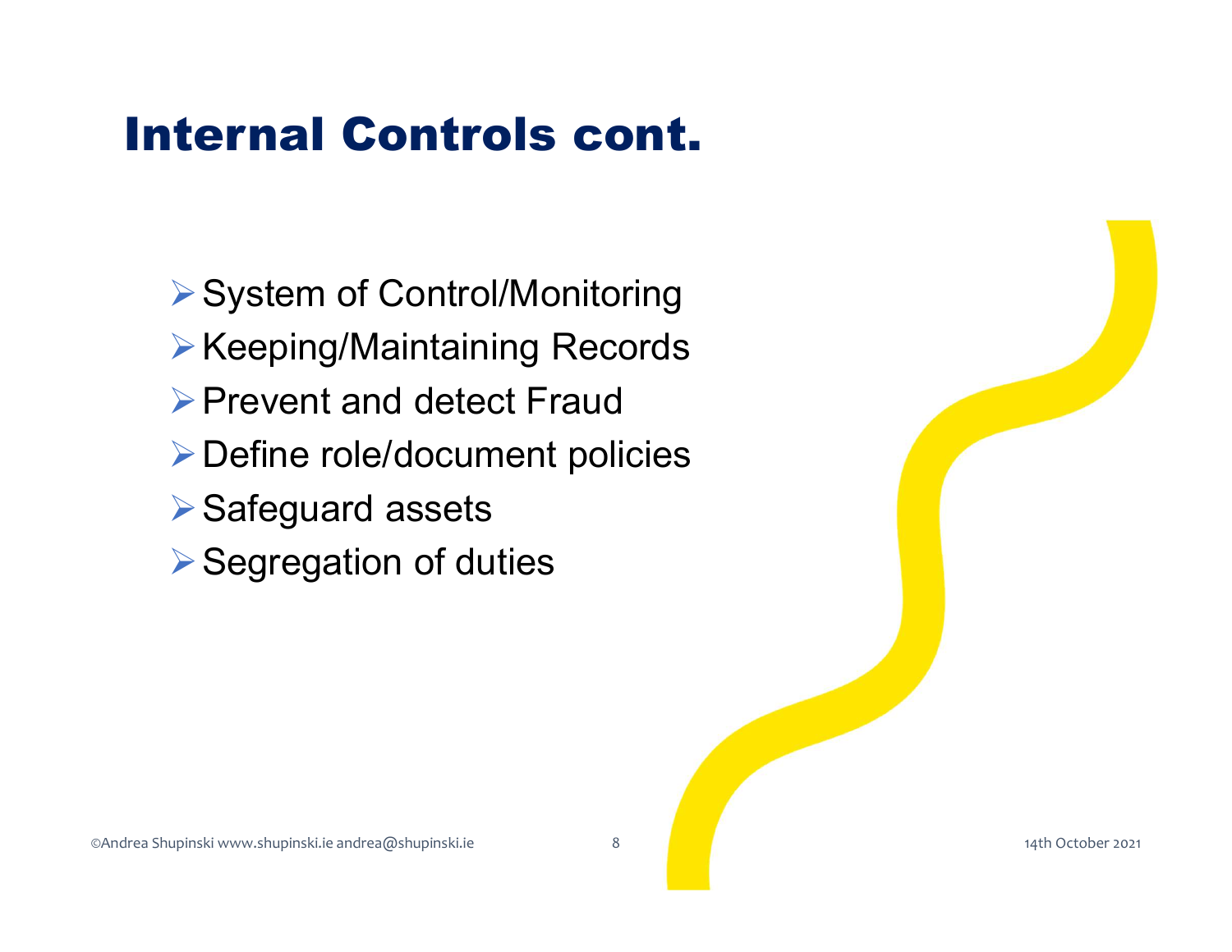# Internal Controls cont.

- System of Control/Monitoring
- Keeping/Maintaining Records
- Prevent and detect Fraud
- Define role/document policies
- Safeguard assets
- Segregation of duties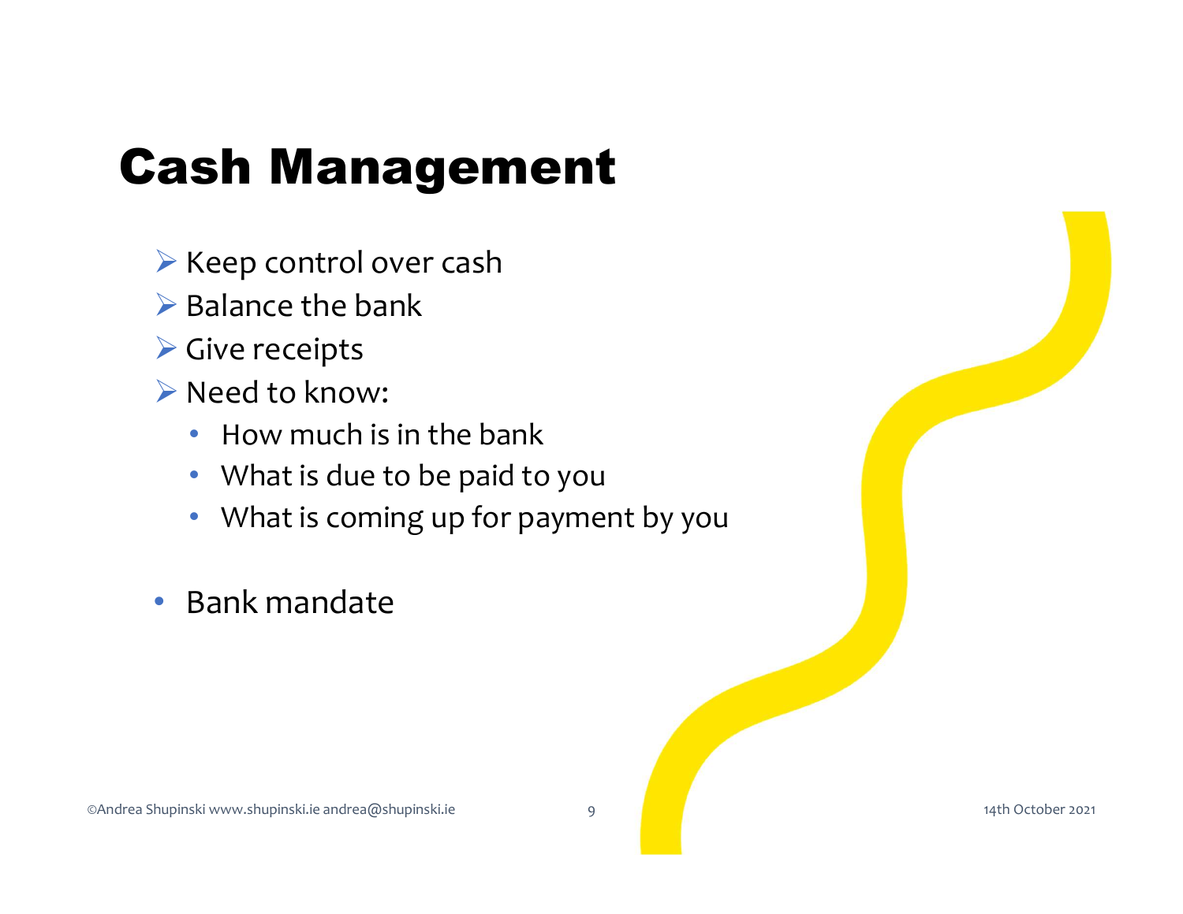# Cash Management

- Keep control over cash
- Balance the bank
- Give receipts
- Need to know:
  - How much is in the bank
  - What is due to be paid to you
  - What is coming up for payment by you

- Bank mandate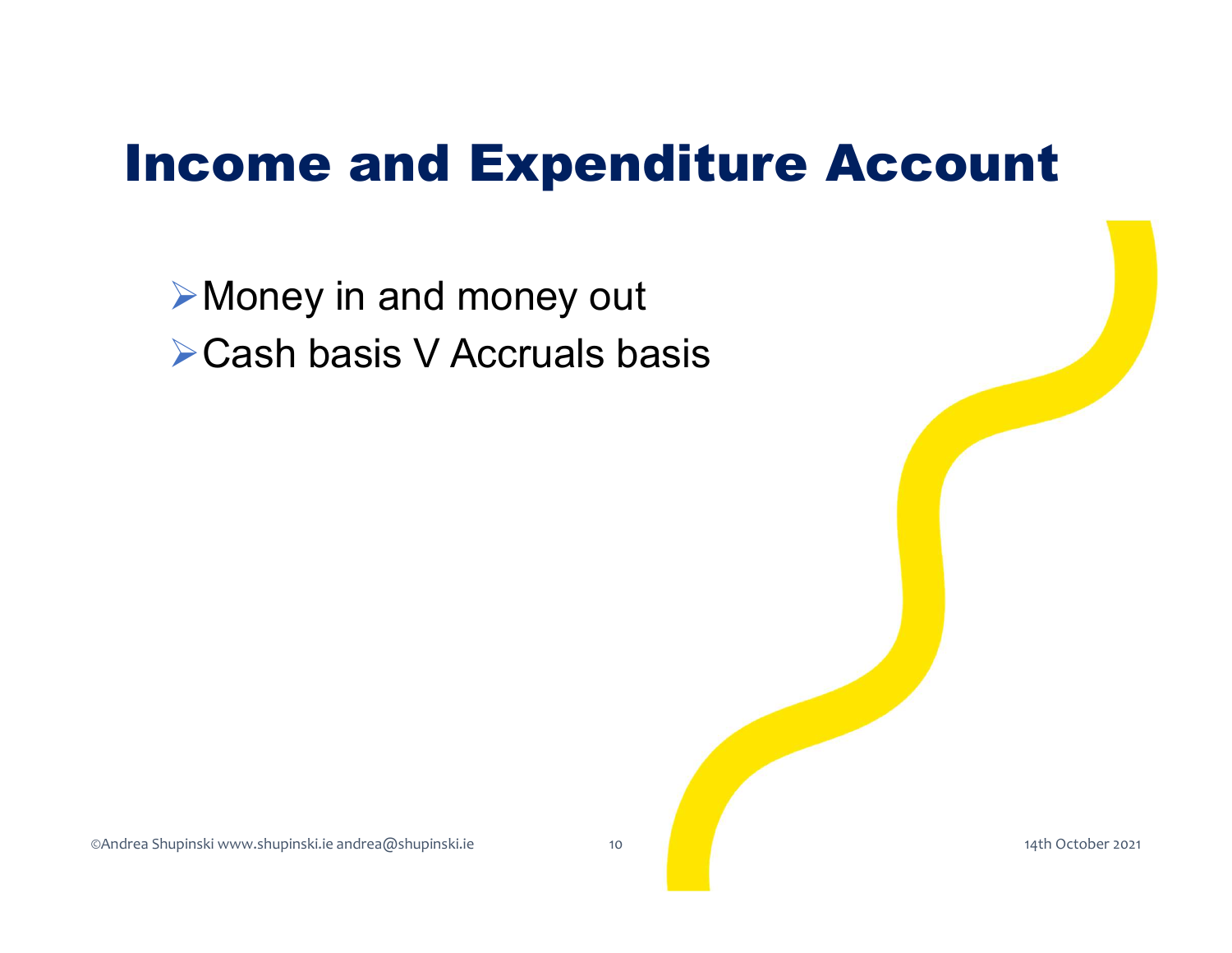# Income and Expenditure Account

- Money in and money out
- Cash basis V Accruals basis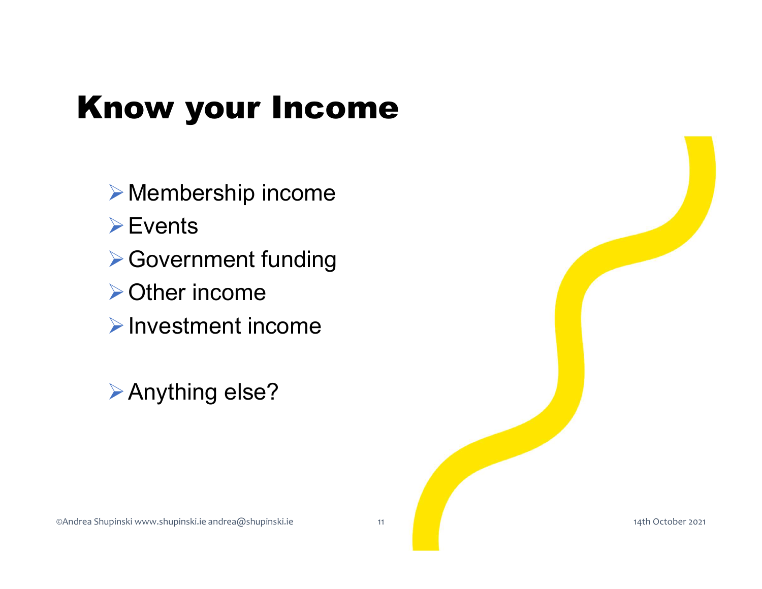# Know your Income

- Membership income
- Events
- Government funding
- Other income
- Investment income

- Anything else?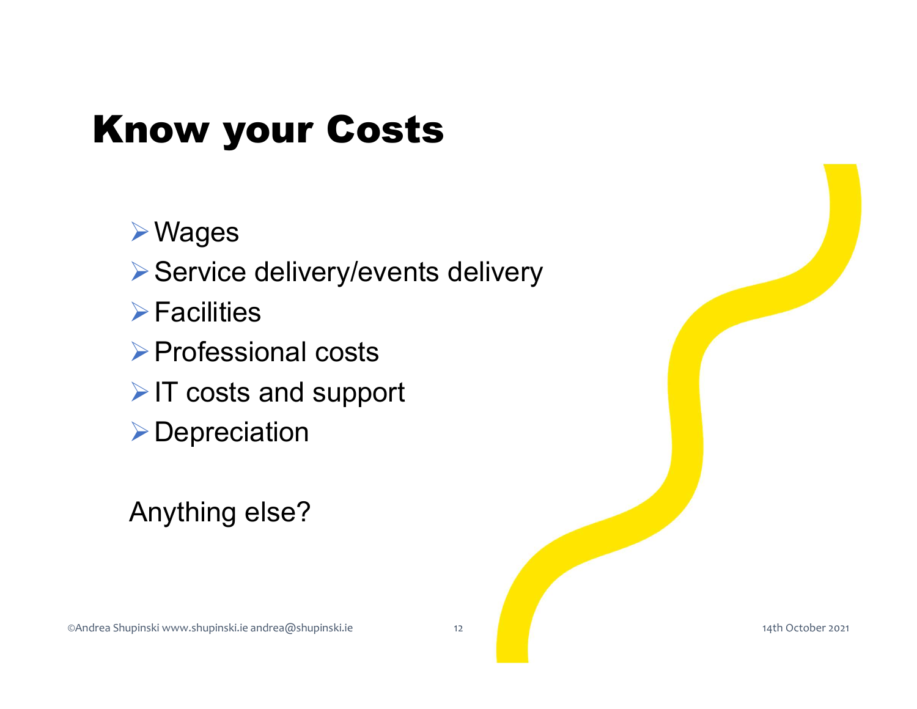# Know your Costs

- Wages
- Service delivery/events delivery
- Facilities
- Professional costs
- IT costs and support
- Depreciation

Anything else?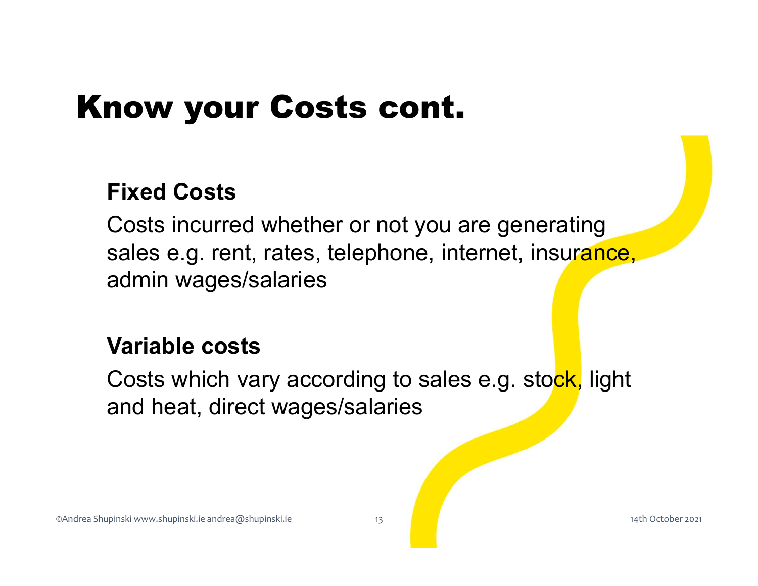# Know your Costs cont.

**Fixed Costs**

Costs incurred whether or not you are generating sales e.g. rent, rates, telephone, internet, insurance, admin wages/salaries

**Variable costs**

Costs which vary according to sales e.g. stock, light and heat, direct wages/salaries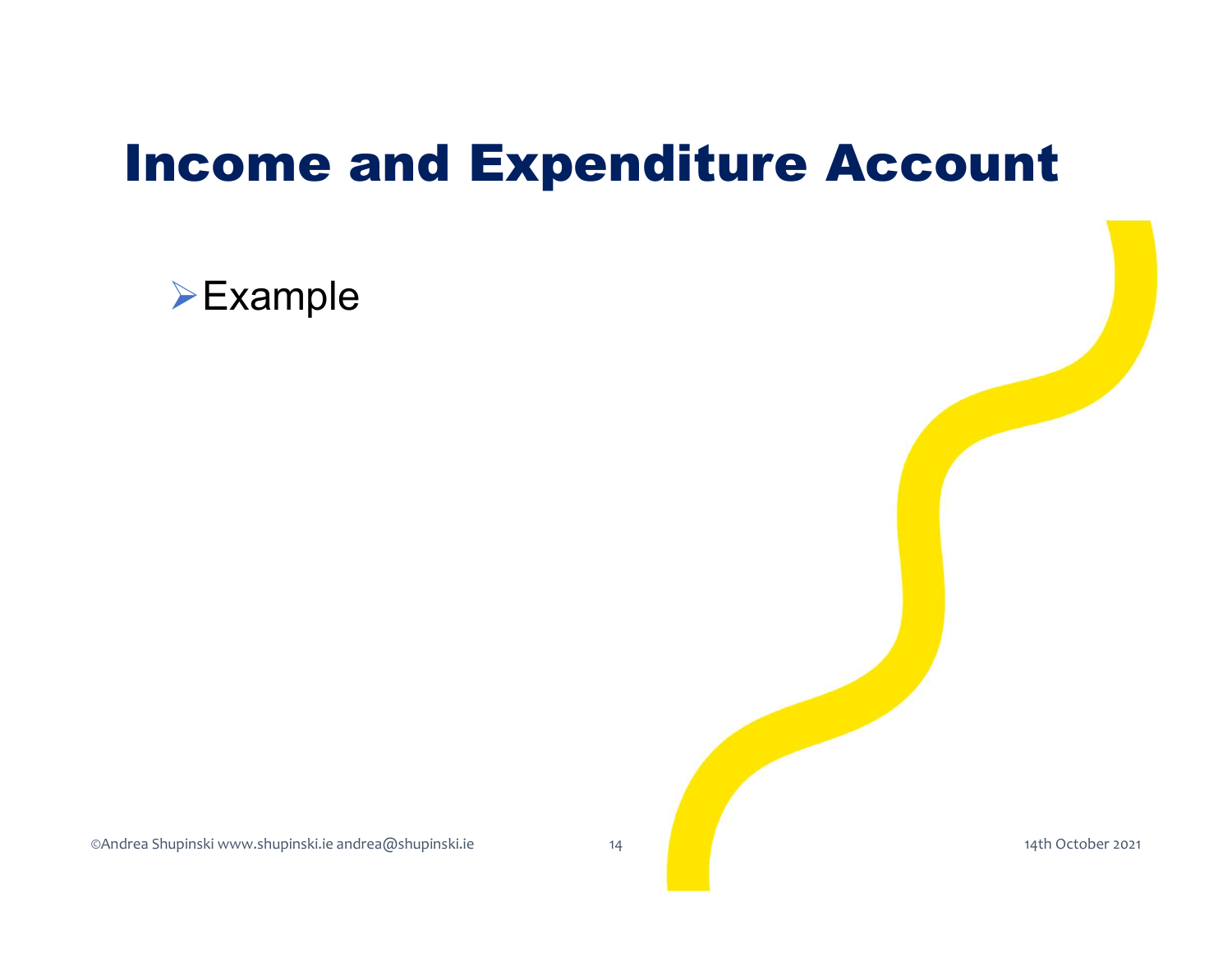# Income and Expenditure Account

- Example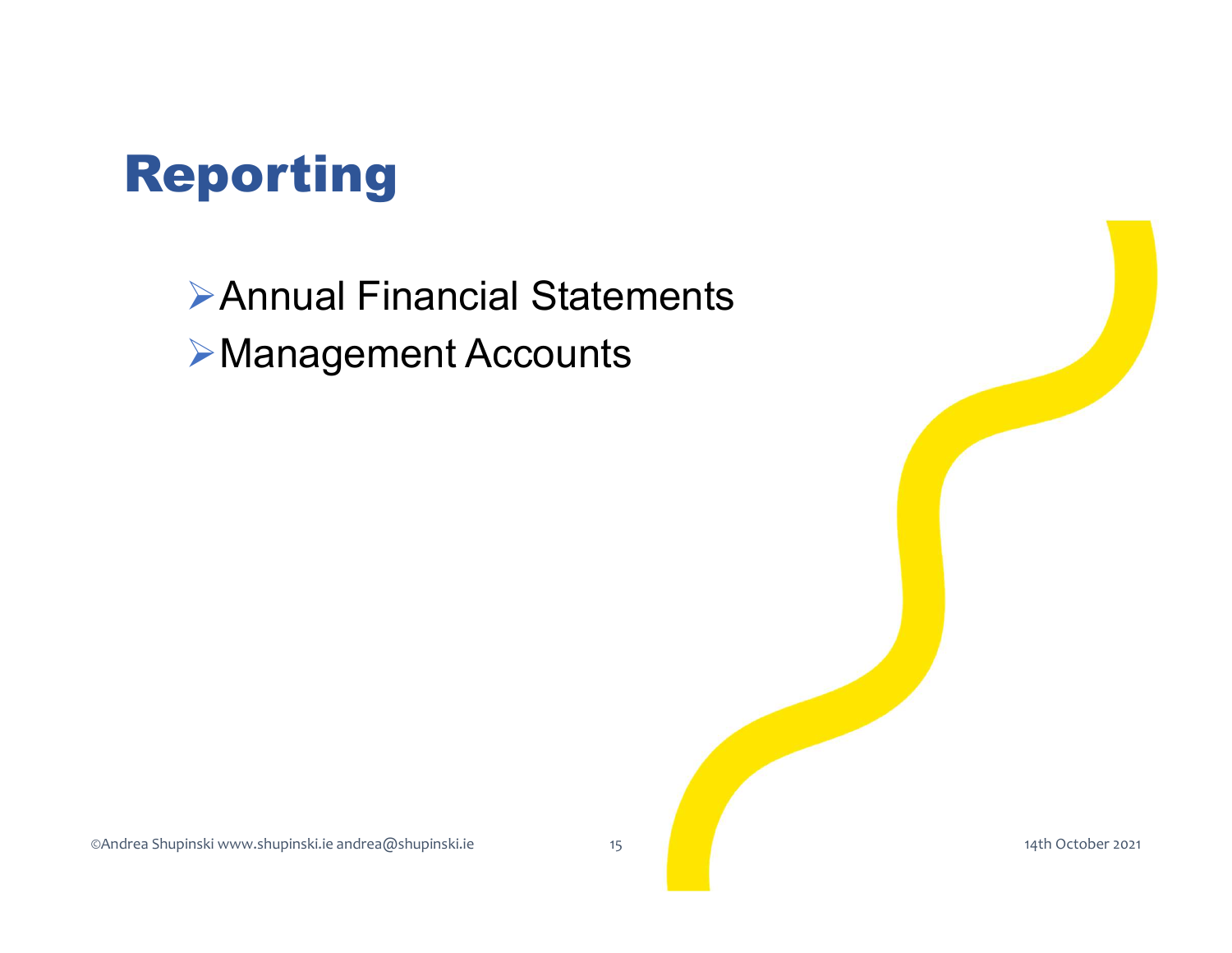# Reporting

- Annual Financial Statements
- Management Accounts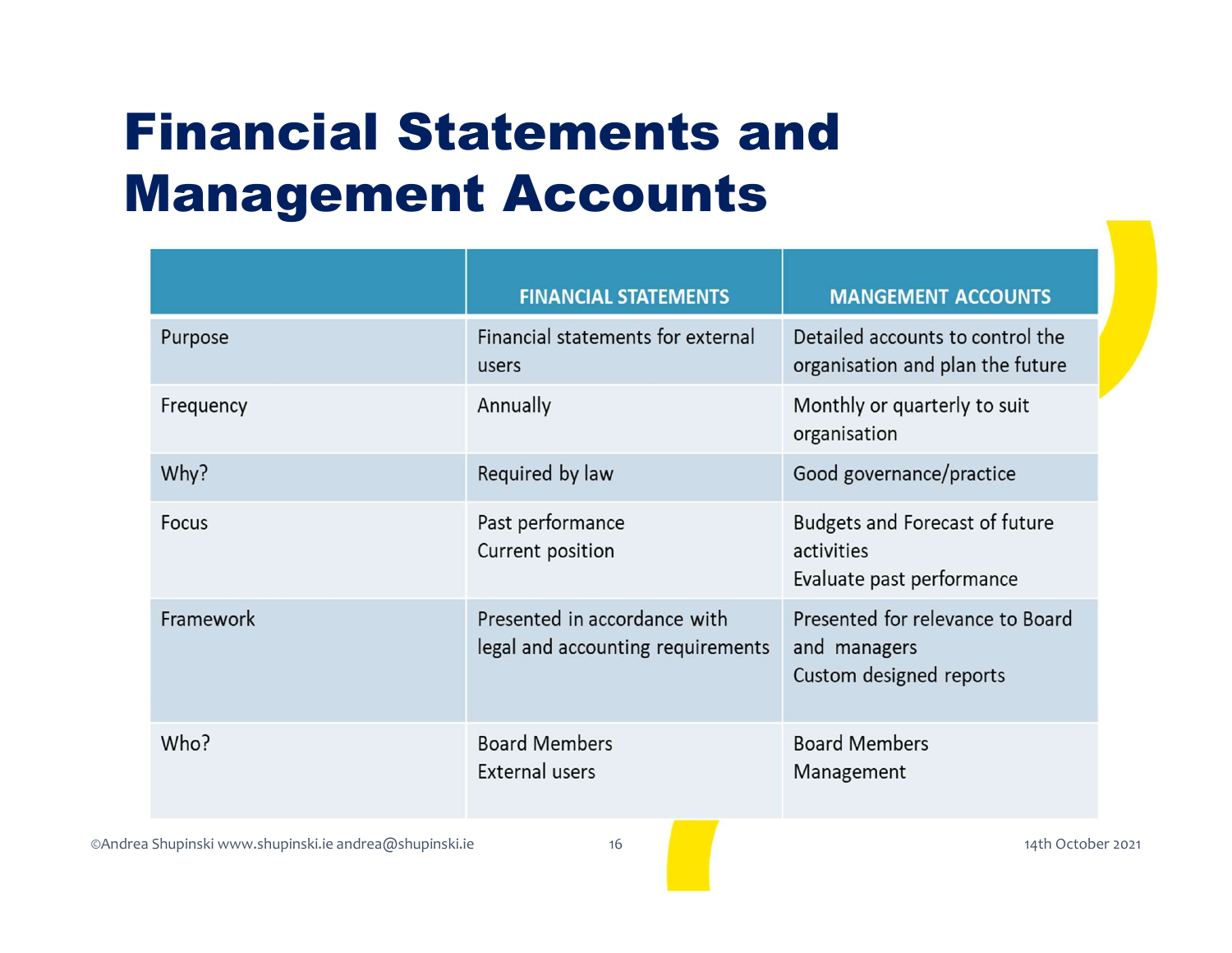# Financial Statements and Management Accounts

| | FINANCIAL STATEMENTS | MANGEMENT ACCOUNTS |
|---|---|---|
| Purpose | Financial statements for external users | Detailed accounts to control the organisation and plan the future |
| Frequency | Annually | Monthly or quarterly to suit organisation |
| Why? | Required by law | Good governance/practice |
| Focus | Past performance<br>Current position | Budgets and Forecast of future activities<br>Evaluate past performance |
| Framework | Presented in accordance with legal and accounting requirements | Presented for relevance to Board and managers<br>Custom designed reports |
| Who? | Board Members<br>External users | Board Members<br>Management |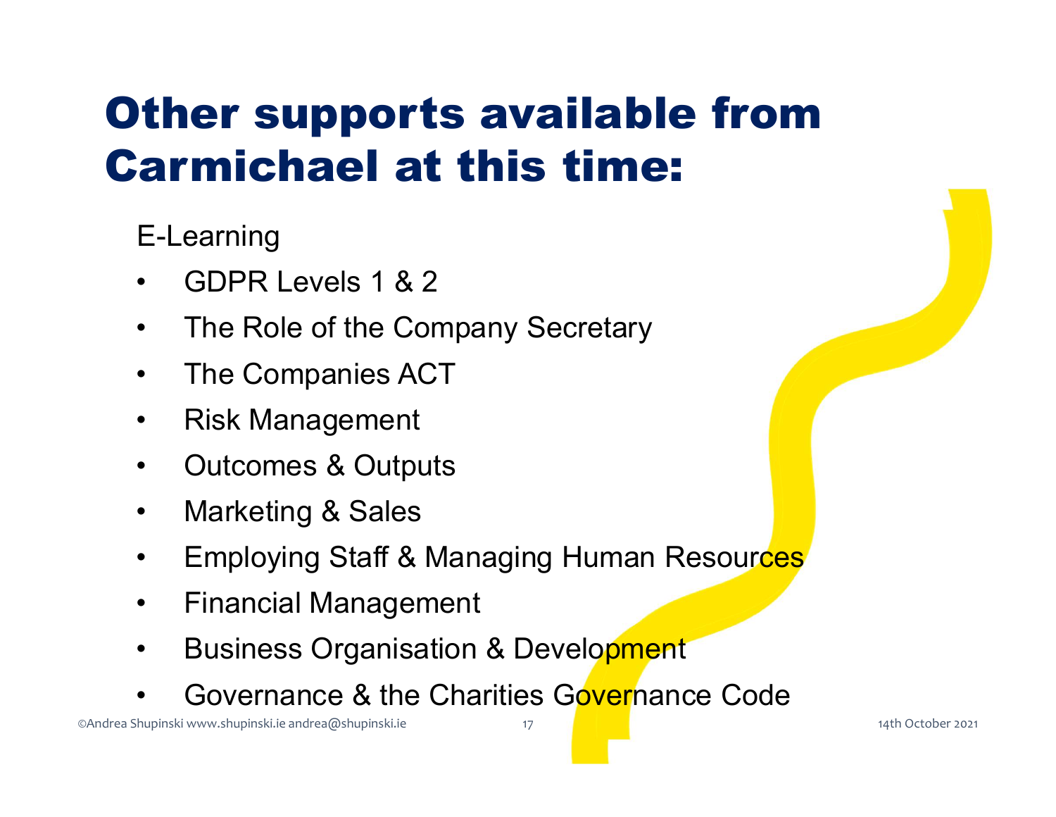# Other supports available from Carmichael at this time:

E-Learning

- GDPR Levels 1 & 2
- The Role of the Company Secretary
- The Companies ACT
- Risk Management
- Outcomes & Outputs
- Marketing & Sales
- Employing Staff & Managing Human Resources
- Financial Management
- Business Organisation & Development
- Governance & the Charities Governance Code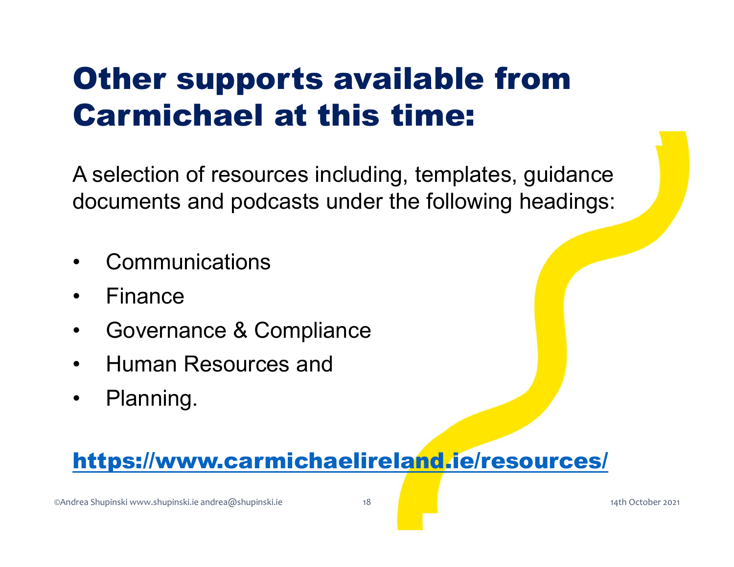# Other supports available from Carmichael at this time:

A selection of resources including, templates, guidance documents and podcasts under the following headings:

- Communications
- Finance
- Governance & Compliance
- Human Resources and
- Planning.

**https://www.carmichaelireland.ie/resources/**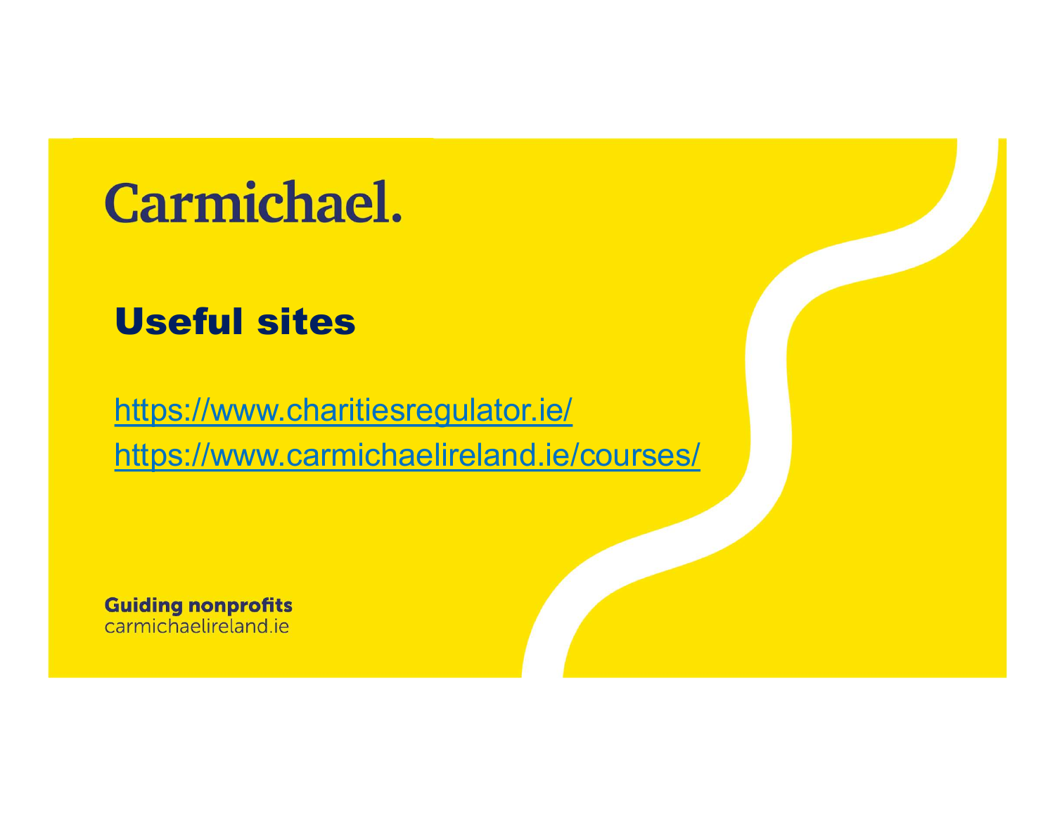Carmichael.

## Useful sites

https://www.charitiesregulator.ie/

https://www.carmichaelireland.ie/courses/

**Guiding nonprofits**
carmichaelireland.ie